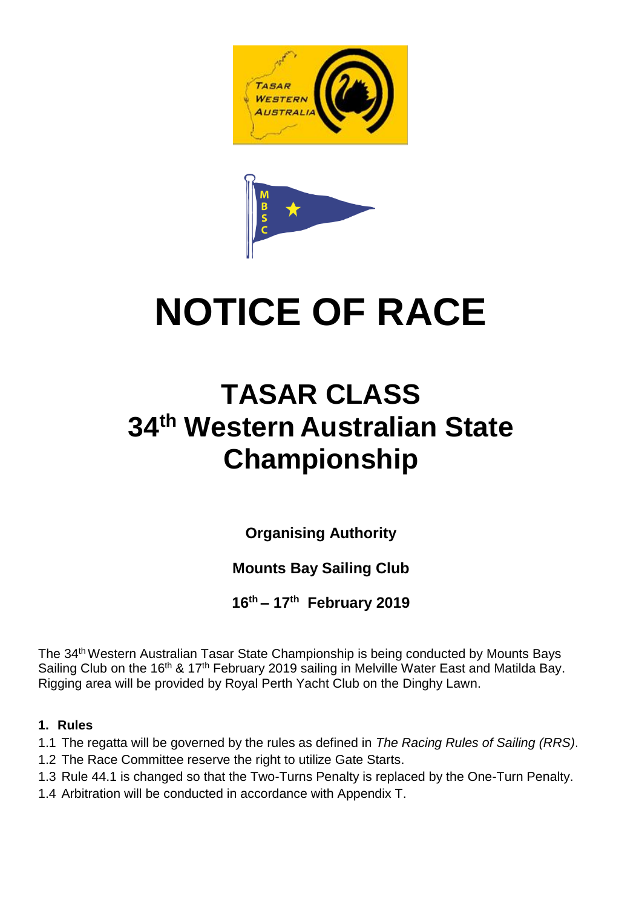# NOTICE OF RACE

## TASAR CLASS
## 34th Western Australian State Championship

**Organising Authority**

**Mounts Bay Sailing Club**

**16th – 17th February 2019**

The 34th Western Australian Tasar State Championship is being conducted by Mounts Bays Sailing Club on the 16th & 17th February 2019 sailing in Melville Water East and Matilda Bay. Rigging area will be provided by Royal Perth Yacht Club on the Dinghy Lawn.

**1. Rules**

1.1 The regatta will be governed by the rules as defined in *The Racing Rules of Sailing (RRS)*.
1.2 The Race Committee reserve the right to utilize Gate Starts.
1.3 Rule 44.1 is changed so that the Two-Turns Penalty is replaced by the One-Turn Penalty.
1.4 Arbitration will be conducted in accordance with Appendix T.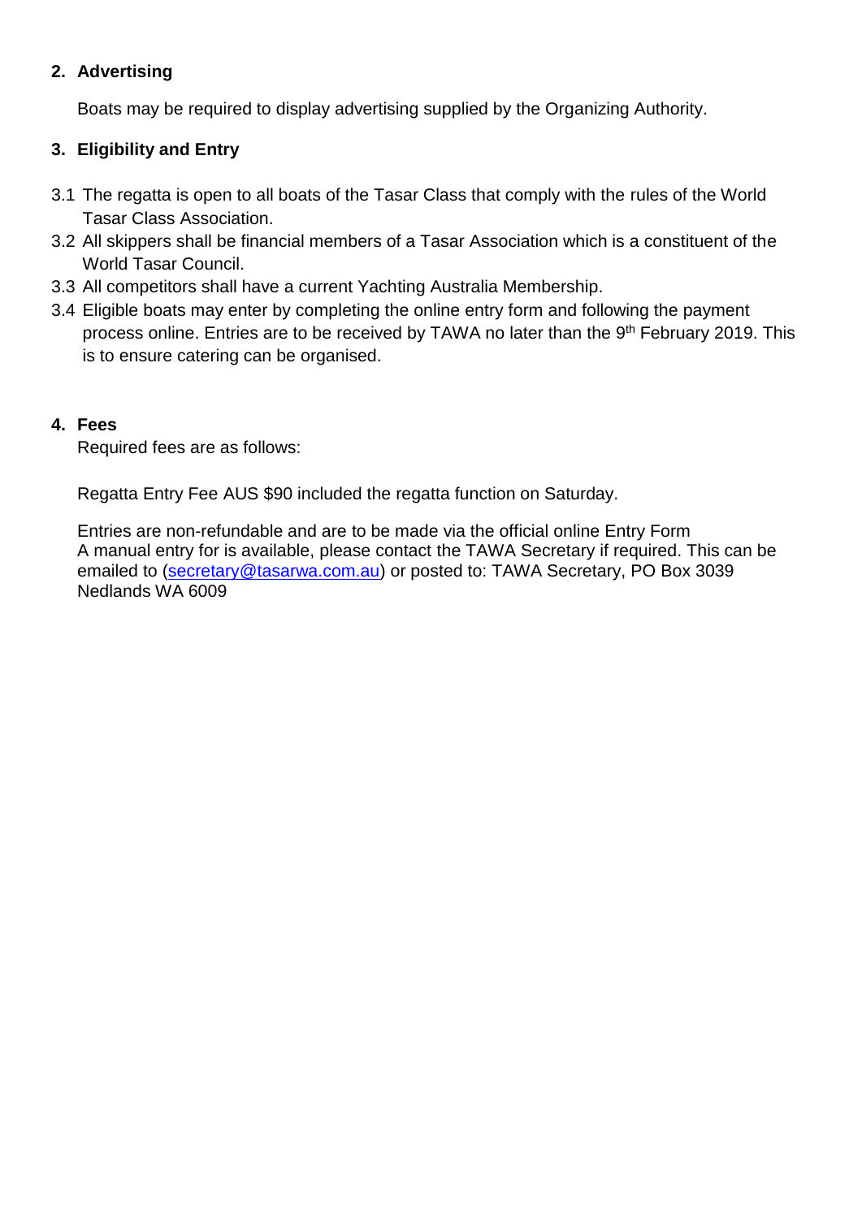## 2. Advertising

Boats may be required to display advertising supplied by the Organizing Authority.

## 3. Eligibility and Entry

3.1 The regatta is open to all boats of the Tasar Class that comply with the rules of the World Tasar Class Association.

3.2 All skippers shall be financial members of a Tasar Association which is a constituent of the World Tasar Council.

3.3 All competitors shall have a current Yachting Australia Membership.

3.4 Eligible boats may enter by completing the online entry form and following the payment process online. Entries are to be received by TAWA no later than the 9th February 2019. This is to ensure catering can be organised.

## 4. Fees

Required fees are as follows:

Regatta Entry Fee AUS $90 included the regatta function on Saturday.

Entries are non-refundable and are to be made via the official online Entry Form
A manual entry for is available, please contact the TAWA Secretary if required. This can be emailed to (secretary@tasarwa.com.au) or posted to: TAWA Secretary, PO Box 3039 Nedlands WA 6009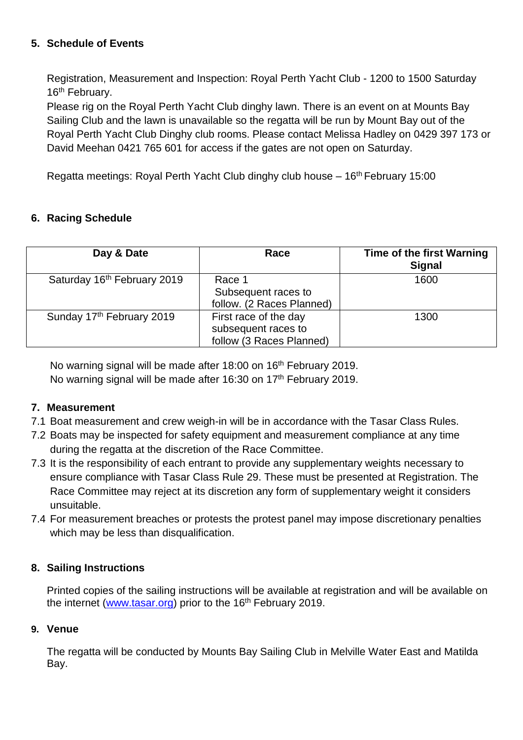## 5. Schedule of Events

Registration, Measurement and Inspection: Royal Perth Yacht Club - 1200 to 1500 Saturday 16th February.

Please rig on the Royal Perth Yacht Club dinghy lawn. There is an event on at Mounts Bay Sailing Club and the lawn is unavailable so the regatta will be run by Mount Bay out of the Royal Perth Yacht Club Dinghy club rooms. Please contact Melissa Hadley on 0429 397 173 or David Meehan 0421 765 601 for access if the gates are not open on Saturday.

Regatta meetings: Royal Perth Yacht Club dinghy club house – 16th February 15:00

## 6. Racing Schedule

| Day & Date | Race | Time of the first Warning Signal |
|---|---|---|
| Saturday 16th February 2019 | Race 1 Subsequent races to follow. (2 Races Planned) | 1600 |
| Sunday 17th February 2019 | First race of the day subsequent races to follow (3 Races Planned) | 1300 |

No warning signal will be made after 18:00 on 16th February 2019.
No warning signal will be made after 16:30 on 17th February 2019.

## 7. Measurement

7.1 Boat measurement and crew weigh-in will be in accordance with the Tasar Class Rules.

7.2 Boats may be inspected for safety equipment and measurement compliance at any time during the regatta at the discretion of the Race Committee.

7.3 It is the responsibility of each entrant to provide any supplementary weights necessary to ensure compliance with Tasar Class Rule 29. These must be presented at Registration. The Race Committee may reject at its discretion any form of supplementary weight it considers unsuitable.

7.4 For measurement breaches or protests the protest panel may impose discretionary penalties which may be less than disqualification.

## 8. Sailing Instructions

Printed copies of the sailing instructions will be available at registration and will be available on the internet (www.tasar.org) prior to the 16th February 2019.

## 9. Venue

The regatta will be conducted by Mounts Bay Sailing Club in Melville Water East and Matilda Bay.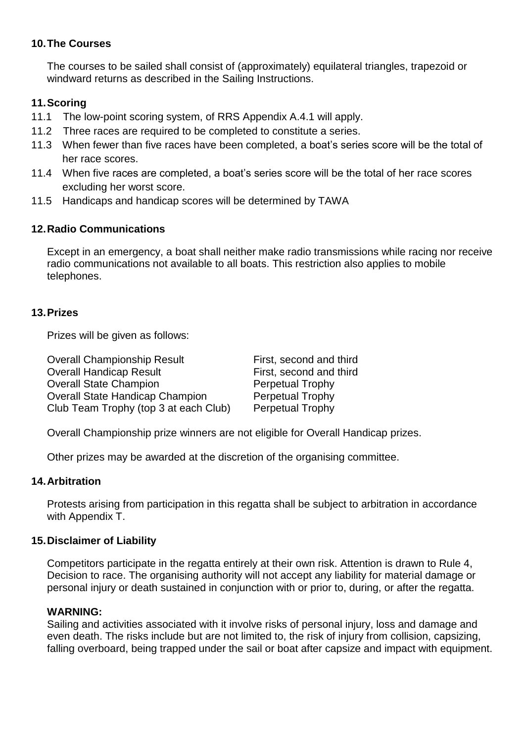## 10. The Courses

The courses to be sailed shall consist of (approximately) equilateral triangles, trapezoid or windward returns as described in the Sailing Instructions.

## 11. Scoring

11.1 The low-point scoring system, of RRS Appendix A.4.1 will apply.

11.2 Three races are required to be completed to constitute a series.

11.3 When fewer than five races have been completed, a boat's series score will be the total of her race scores.

11.4 When five races are completed, a boat's series score will be the total of her race scores excluding her worst score.

11.5 Handicaps and handicap scores will be determined by TAWA

## 12. Radio Communications

Except in an emergency, a boat shall neither make radio transmissions while racing nor receive radio communications not available to all boats. This restriction also applies to mobile telephones.

## 13. Prizes

Prizes will be given as follows:

| | |
|---|---|
| Overall Championship Result | First, second and third |
| Overall Handicap Result | First, second and third |
| Overall State Champion | Perpetual Trophy |
| Overall State Handicap Champion | Perpetual Trophy |
| Club Team Trophy (top 3 at each Club) | Perpetual Trophy |

Overall Championship prize winners are not eligible for Overall Handicap prizes.

Other prizes may be awarded at the discretion of the organising committee.

## 14. Arbitration

Protests arising from participation in this regatta shall be subject to arbitration in accordance with Appendix T.

## 15. Disclaimer of Liability

Competitors participate in the regatta entirely at their own risk. Attention is drawn to Rule 4, Decision to race. The organising authority will not accept any liability for material damage or personal injury or death sustained in conjunction with or prior to, during, or after the regatta.

**WARNING:**
Sailing and activities associated with it involve risks of personal injury, loss and damage and even death. The risks include but are not limited to, the risk of injury from collision, capsizing, falling overboard, being trapped under the sail or boat after capsize and impact with equipment.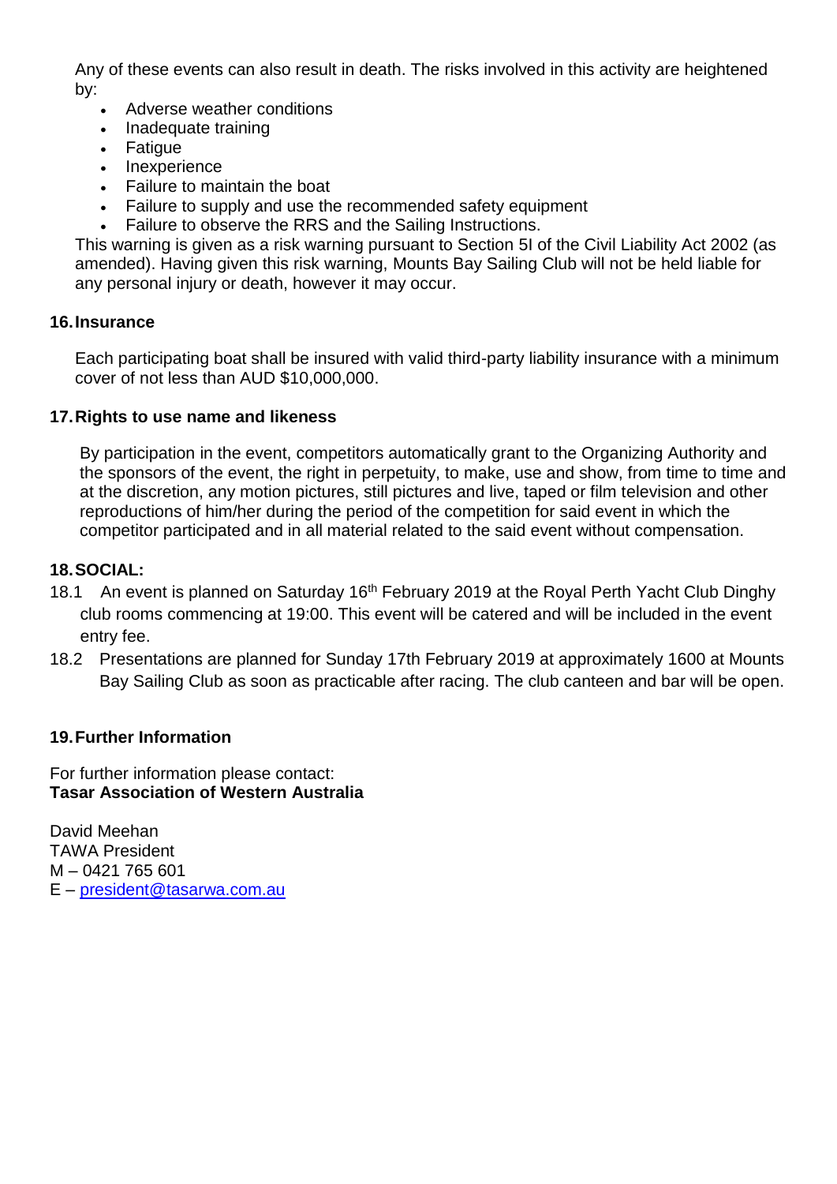Any of these events can also result in death. The risks involved in this activity are heightened by:

- Adverse weather conditions
- Inadequate training
- Fatigue
- Inexperience
- Failure to maintain the boat
- Failure to supply and use the recommended safety equipment
- Failure to observe the RRS and the Sailing Instructions.

This warning is given as a risk warning pursuant to Section 5I of the Civil Liability Act 2002 (as amended). Having given this risk warning, Mounts Bay Sailing Club will not be held liable for any personal injury or death, however it may occur.

## 16. Insurance

Each participating boat shall be insured with valid third-party liability insurance with a minimum cover of not less than AUD $10,000,000.

## 17. Rights to use name and likeness

By participation in the event, competitors automatically grant to the Organizing Authority and the sponsors of the event, the right in perpetuity, to make, use and show, from time to time and at the discretion, any motion pictures, still pictures and live, taped or film television and other reproductions of him/her during the period of the competition for said event in which the competitor participated and in all material related to the said event without compensation.

## 18. SOCIAL:

18.1 An event is planned on Saturday 16th February 2019 at the Royal Perth Yacht Club Dinghy club rooms commencing at 19:00. This event will be catered and will be included in the event entry fee.

18.2 Presentations are planned for Sunday 17th February 2019 at approximately 1600 at Mounts Bay Sailing Club as soon as practicable after racing. The club canteen and bar will be open.

## 19. Further Information

For further information please contact:
**Tasar Association of Western Australia**

David Meehan
TAWA President
M – 0421 765 601
E – president@tasarwa.com.au